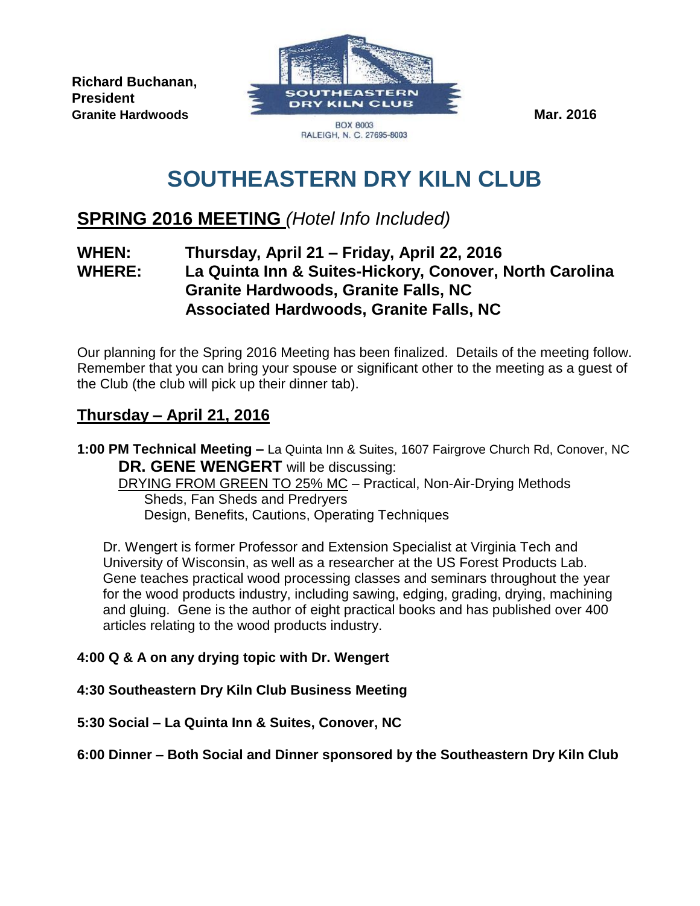**Richard Buchanan,**
**President**
**Granite Hardwoods**

SOUTHEASTERN DRY KILN CLUB

BOX 8003
RALEIGH, N. C. 27695-8003

**Mar. 2016**

# SOUTHEASTERN DRY KILN CLUB

## SPRING 2016 MEETING *(Hotel Info Included)*

**WHEN:** **Thursday, April 21 – Friday, April 22, 2016**
**WHERE:** **La Quinta Inn & Suites-Hickory, Conover, North Carolina**
**Granite Hardwoods, Granite Falls, NC**
**Associated Hardwoods, Granite Falls, NC**

Our planning for the Spring 2016 Meeting has been finalized. Details of the meeting follow. Remember that you can bring your spouse or significant other to the meeting as a guest of the Club (the club will pick up their dinner tab).

## Thursday – April 21, 2016

**1:00 PM Technical Meeting –** La Quinta Inn & Suites, 1607 Fairgrove Church Rd, Conover, NC

**DR. GENE WENGERT** will be discussing:

DRYING FROM GREEN TO 25% MC – Practical, Non-Air-Drying Methods
Sheds, Fan Sheds and Predryers
Design, Benefits, Cautions, Operating Techniques

Dr. Wengert is former Professor and Extension Specialist at Virginia Tech and University of Wisconsin, as well as a researcher at the US Forest Products Lab. Gene teaches practical wood processing classes and seminars throughout the year for the wood products industry, including sawing, edging, grading, drying, machining and gluing. Gene is the author of eight practical books and has published over 400 articles relating to the wood products industry.

**4:00 Q & A on any drying topic with Dr. Wengert**

**4:30 Southeastern Dry Kiln Club Business Meeting**

**5:30 Social – La Quinta Inn & Suites, Conover, NC**

**6:00 Dinner – Both Social and Dinner sponsored by the Southeastern Dry Kiln Club**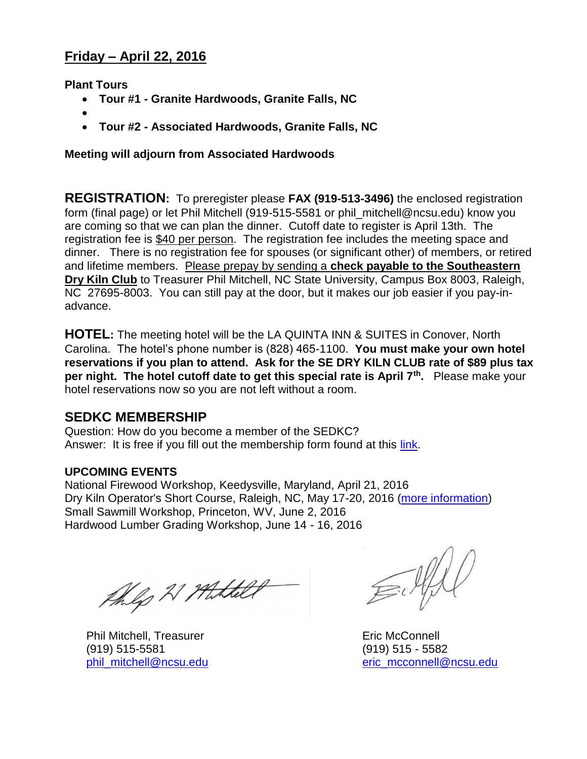## Friday – April 22, 2016

**Plant Tours**

- **Tour #1 - Granite Hardwoods, Granite Falls, NC**
- 
- **Tour #2 - Associated Hardwoods, Granite Falls, NC**

**Meeting will adjourn from Associated Hardwoods**

**REGISTRATION:** To preregister please **FAX (919-513-3496)** the enclosed registration form (final page) or let Phil Mitchell (919-515-5581 or phil_mitchell@ncsu.edu) know you are coming so that we can plan the dinner. Cutoff date to register is April 13th. The registration fee is $40 per person. The registration fee includes the meeting space and dinner. There is no registration fee for spouses (or significant other) of members, or retired and lifetime members. Please prepay by sending a **check payable to the Southeastern Dry Kiln Club** to Treasurer Phil Mitchell, NC State University, Campus Box 8003, Raleigh, NC 27695-8003. You can still pay at the door, but it makes our job easier if you pay-in-advance.

**HOTEL:** The meeting hotel will be the LA QUINTA INN & SUITES in Conover, North Carolina. The hotel's phone number is (828) 465-1100. **You must make your own hotel reservations if you plan to attend. Ask for the SE DRY KILN CLUB rate of $89 plus tax per night. The hotel cutoff date to get this special rate is April 7th.** Please make your hotel reservations now so you are not left without a room.

## SEDKC MEMBERSHIP

Question: How do you become a member of the SEDKC?
Answer: It is free if you fill out the membership form found at this link.

**UPCOMING EVENTS**

National Firewood Workshop, Keedysville, Maryland, April 21, 2016
Dry Kiln Operator's Short Course, Raleigh, NC, May 17-20, 2016 (more information)
Small Sawmill Workshop, Princeton, WV, June 2, 2016
Hardwood Lumber Grading Workshop, June 14 - 16, 2016

Phil Mitchell, Treasurer
(919) 515-5581
phil_mitchell@ncsu.edu

Eric McConnell
(919) 515 - 5582
eric_mcconnell@ncsu.edu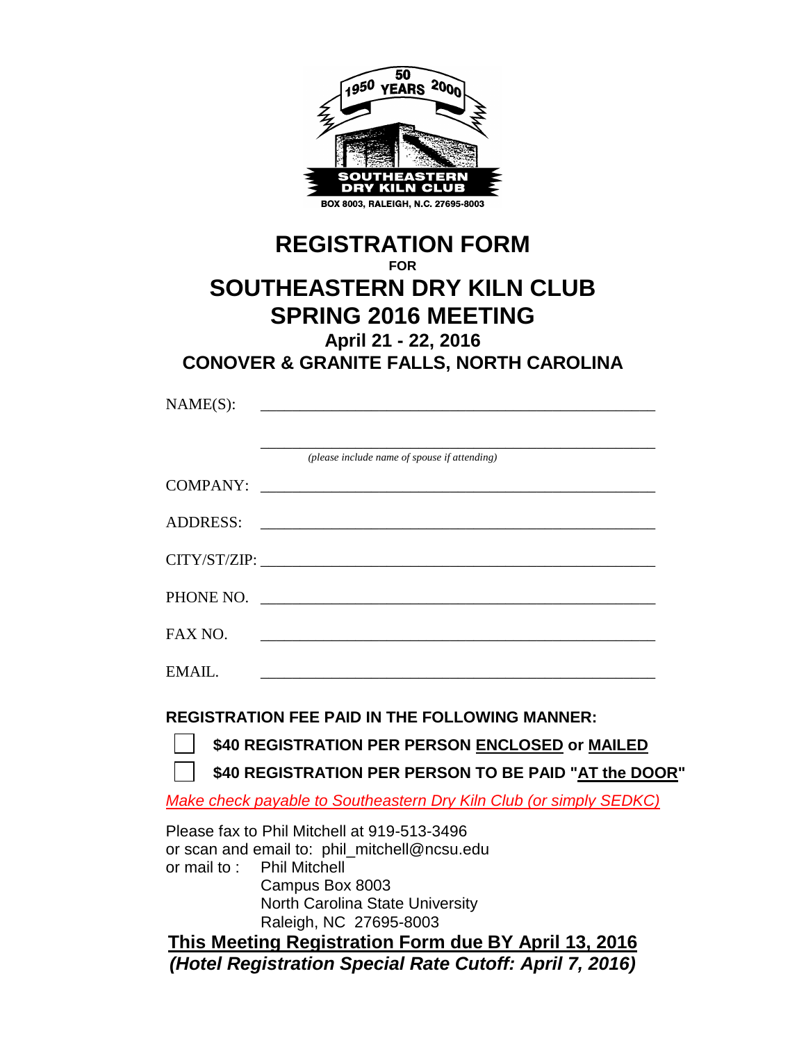50

1950 YEARS 2000

SOUTHEASTERN DRY KILN CLUB

BOX 8003, RALEIGH, N.C. 27695-8003

# REGISTRATION FORM

**FOR**

# SOUTHEASTERN DRY KILN CLUB SPRING 2016 MEETING

**April 21 - 22, 2016**

**CONOVER & GRANITE FALLS, NORTH CAROLINA**

NAME(S): ______________________________________________

______________________________________________

*(please include name of spouse if attending)*

COMPANY: ______________________________________________

ADDRESS: ______________________________________________

CITY/ST/ZIP: ______________________________________________

PHONE NO. ______________________________________________

FAX NO. ______________________________________________

EMAIL. ______________________________________________

**REGISTRATION FEE PAID IN THE FOLLOWING MANNER:**

- ☐ **$40 REGISTRATION PER PERSON ENCLOSED or MAILED**
- ☐ **$40 REGISTRATION PER PERSON TO BE PAID "AT the DOOR"**

*Make check payable to Southeastern Dry Kiln Club (or simply SEDKC)*

Please fax to Phil Mitchell at 919-513-3496
or scan and email to: phil_mitchell@ncsu.edu
or mail to : Phil Mitchell
Campus Box 8003
North Carolina State University
Raleigh, NC 27695-8003

**This Meeting Registration Form due BY April 13, 2016**

***(Hotel Registration Special Rate Cutoff: April 7, 2016)***